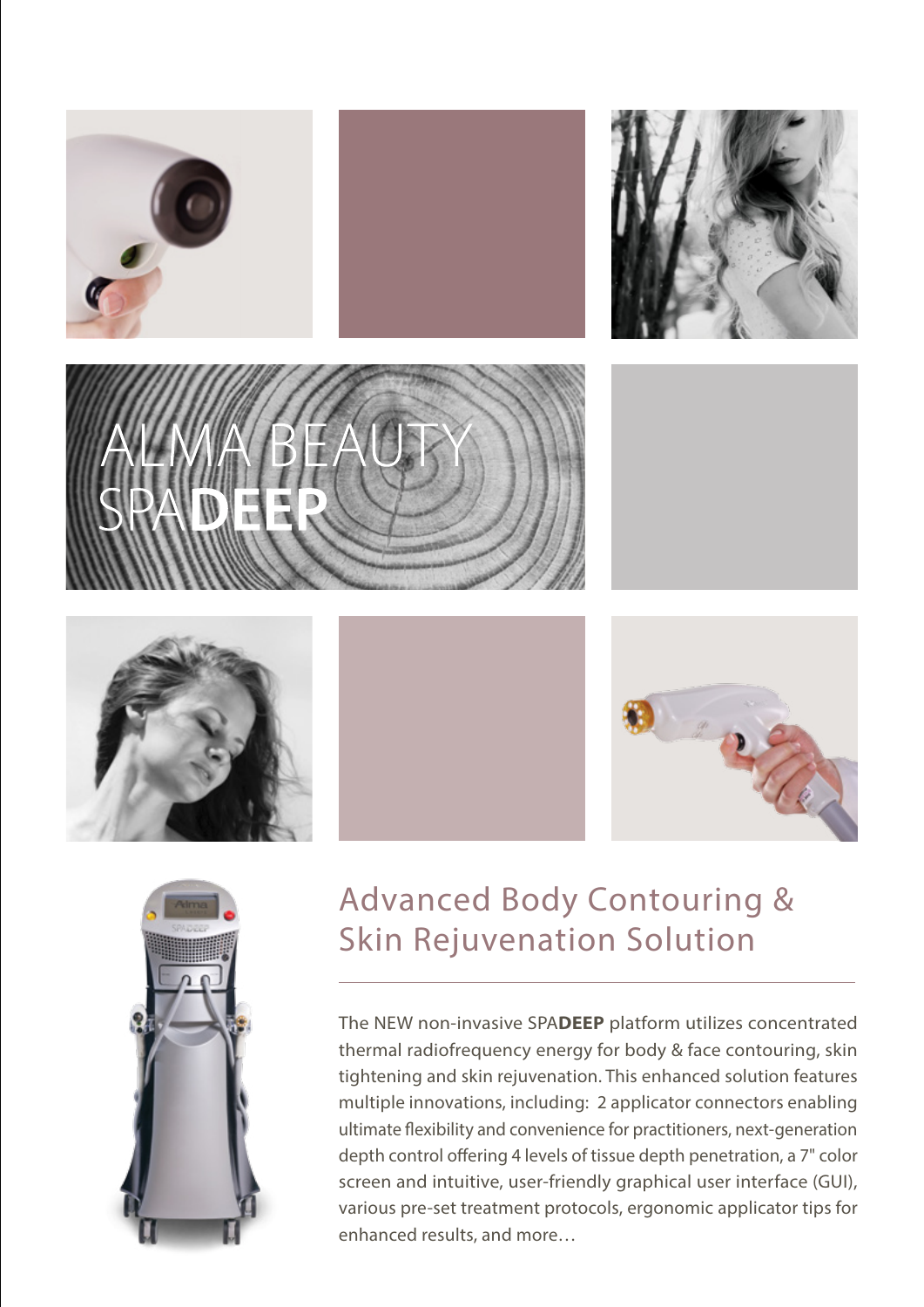# ALMA BEAUTY SPA**DEEP**

## Advanced Body Contouring & Skin Rejuvenation Solution

The NEW non-invasive SPA**DEEP** platform utilizes concentrated thermal radiofrequency energy for body & face contouring, skin tightening and skin rejuvenation. This enhanced solution features multiple innovations, including: 2 applicator connectors enabling ultimate flexibility and convenience for practitioners, next-generation depth control offering 4 levels of tissue depth penetration, a 7" color screen and intuitive, user-friendly graphical user interface (GUI), various pre-set treatment protocols, ergonomic applicator tips for enhanced results, and more…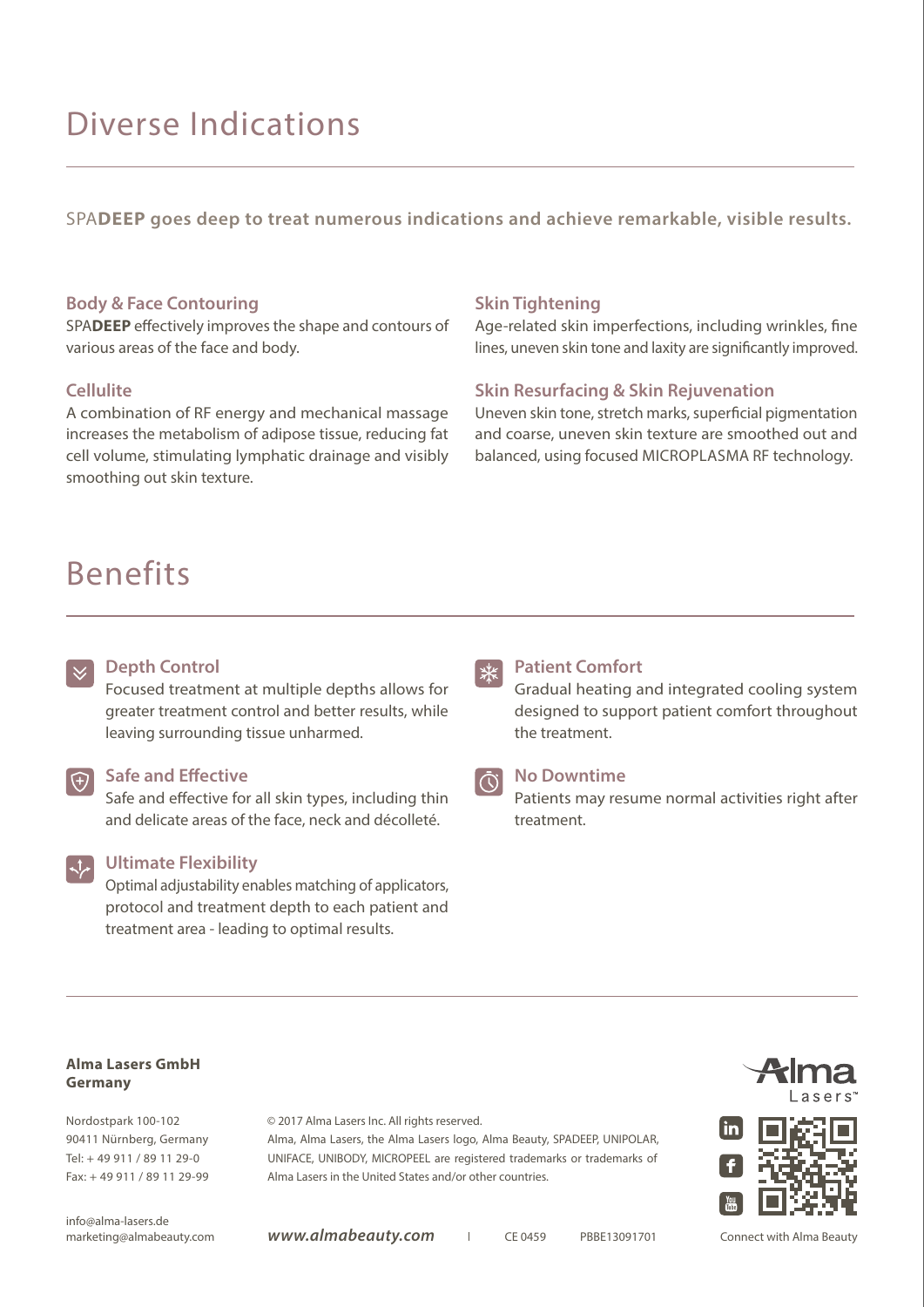# Diverse Indications

SPA**DEEP** goes deep to treat numerous indications and achieve remarkable, visible results.

### Body & Face Contouring

SPA**DEEP** effectively improves the shape and contours of various areas of the face and body.

### Cellulite

A combination of RF energy and mechanical massage increases the metabolism of adipose tissue, reducing fat cell volume, stimulating lymphatic drainage and visibly smoothing out skin texture.

### Skin Tightening

Age-related skin imperfections, including wrinkles, fine lines, uneven skin tone and laxity are significantly improved.

### Skin Resurfacing & Skin Rejuvenation

Uneven skin tone, stretch marks, superficial pigmentation and coarse, uneven skin texture are smoothed out and balanced, using focused MICROPLASMA RF technology.

# Benefits

### Depth Control

Focused treatment at multiple depths allows for greater treatment control and better results, while leaving surrounding tissue unharmed.

### Safe and Effective

Safe and effective for all skin types, including thin and delicate areas of the face, neck and décolleté.

### Ultimate Flexibility

Optimal adjustability enables matching of applicators, protocol and treatment depth to each patient and treatment area - leading to optimal results.

### Patient Comfort

Gradual heating and integrated cooling system designed to support patient comfort throughout the treatment.

### No Downtime

Patients may resume normal activities right after treatment.

---

**Alma Lasers GmbH**
**Germany**

Nordostpark 100-102
90411 Nürnberg, Germany
Tel: + 49 911 / 89 11 29-0
Fax: + 49 911 / 89 11 29-99

info@alma-lasers.de
marketing@almabeauty.com

© 2017 Alma Lasers Inc. All rights reserved.
Alma, Alma Lasers, the Alma Lasers logo, Alma Beauty, SPADEEP, UNIPOLAR, UNIFACE, UNIBODY, MICROPEEL are registered trademarks or trademarks of Alma Lasers in the United States and/or other countries.

*www.almabeauty.com* | CE 0459 PBBE13091701

Alma Lasers™

Connect with Alma Beauty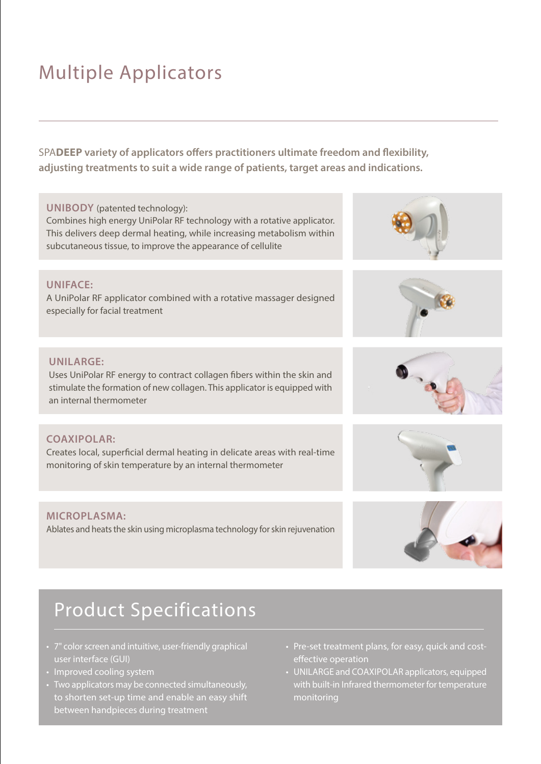# Multiple Applicators

**SPADEEP variety of applicators offers practitioners ultimate freedom and flexibility, adjusting treatments to suit a wide range of patients, target areas and indications.**

**UNIBODY** (patented technology):
Combines high energy UniPolar RF technology with a rotative applicator. This delivers deep dermal heating, while increasing metabolism within subcutaneous tissue, to improve the appearance of cellulite

**UNIFACE:**
A UniPolar RF applicator combined with a rotative massager designed especially for facial treatment

**UNILARGE:**
Uses UniPolar RF energy to contract collagen fibers within the skin and stimulate the formation of new collagen. This applicator is equipped with an internal thermometer

**COAXIPOLAR:**
Creates local, superficial dermal heating in delicate areas with real-time monitoring of skin temperature by an internal thermometer

**MICROPLASMA:**
Ablates and heats the skin using microplasma technology for skin rejuvenation

## Product Specifications

- 7" color screen and intuitive, user-friendly graphical user interface (GUI)
- Improved cooling system
- Two applicators may be connected simultaneously, to shorten set-up time and enable an easy shift between handpieces during treatment
- Pre-set treatment plans, for easy, quick and cost-effective operation
- UNILARGE and COAXIPOLAR applicators, equipped with built-in Infrared thermometer for temperature monitoring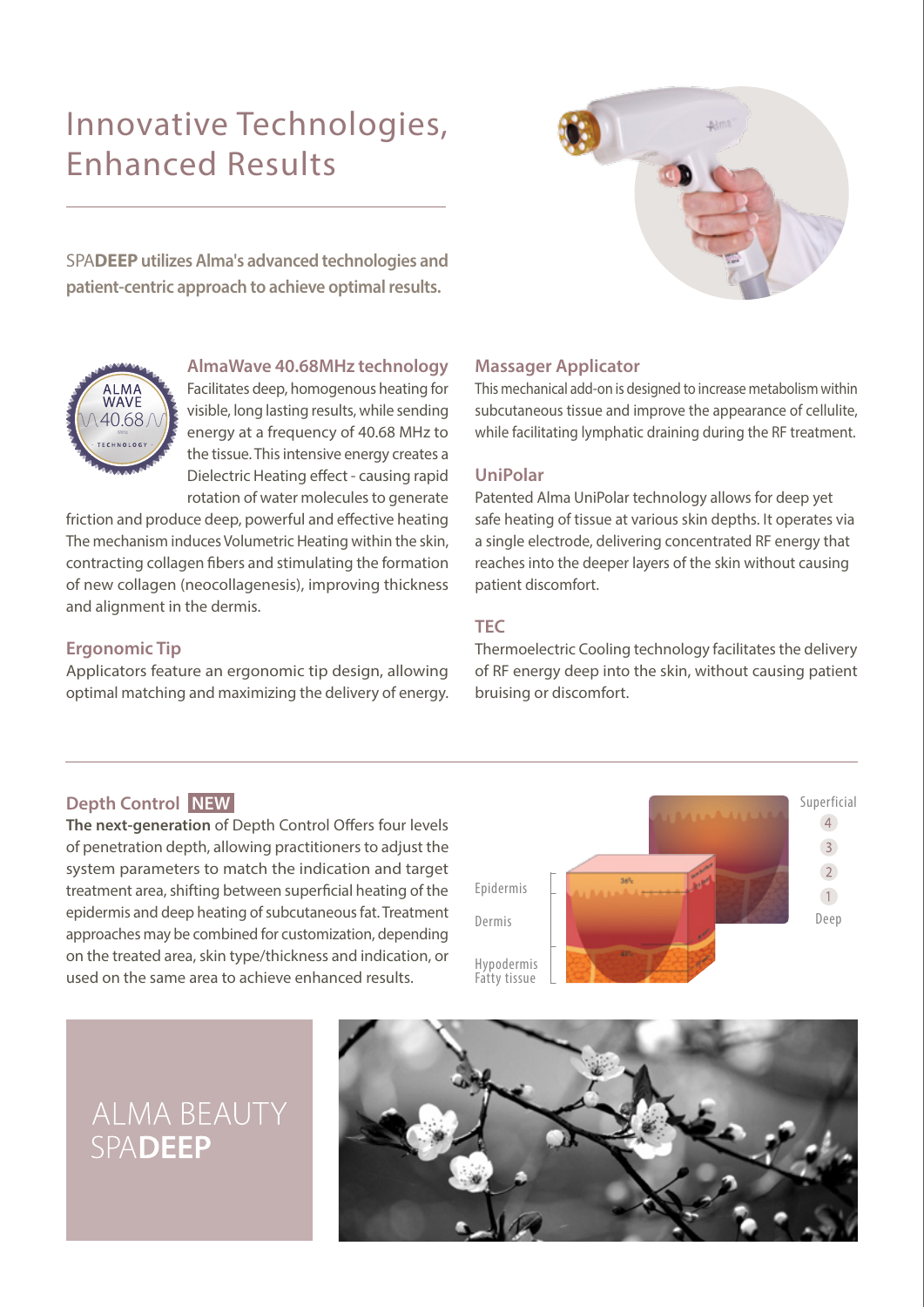# Innovative Technologies, Enhanced Results

SPA**DEEP utilizes Alma's advanced technologies and patient-centric approach to achieve optimal results.**

ALMA WAVE 40.68 MHz TECHNOLOGY

### AlmaWave 40.68MHz technology

Facilitates deep, homogenous heating for visible, long lasting results, while sending energy at a frequency of 40.68 MHz to the tissue. This intensive energy creates a Dielectric Heating effect - causing rapid rotation of water molecules to generate friction and produce deep, powerful and effective heating The mechanism induces Volumetric Heating within the skin, contracting collagen fibers and stimulating the formation of new collagen (neocollagenesis), improving thickness and alignment in the dermis.

### Ergonomic Tip

Applicators feature an ergonomic tip design, allowing optimal matching and maximizing the delivery of energy.

### Massager Applicator

This mechanical add-on is designed to increase metabolism within subcutaneous tissue and improve the appearance of cellulite, while facilitating lymphatic draining during the RF treatment.

### UniPolar

Patented Alma UniPolar technology allows for deep yet safe heating of tissue at various skin depths. It operates via a single electrode, delivering concentrated RF energy that reaches into the deeper layers of the skin without causing patient discomfort.

### TEC

Thermoelectric Cooling technology facilitates the delivery of RF energy deep into the skin, without causing patient bruising or discomfort.

### Depth Control NEW

**The next-generation** of Depth Control Offers four levels of penetration depth, allowing practitioners to adjust the system parameters to match the indication and target treatment area, shifting between superficial heating of the epidermis and deep heating of subcutaneous fat. Treatment approaches may be combined for customization, depending on the treated area, skin type/thickness and indication, or used on the same area to achieve enhanced results.

Epidermis
Dermis
Hypodermis
Fatty tissue

Superficial
4
3
2
1
Deep

ALMA BEAUTY
SPA**DEEP**